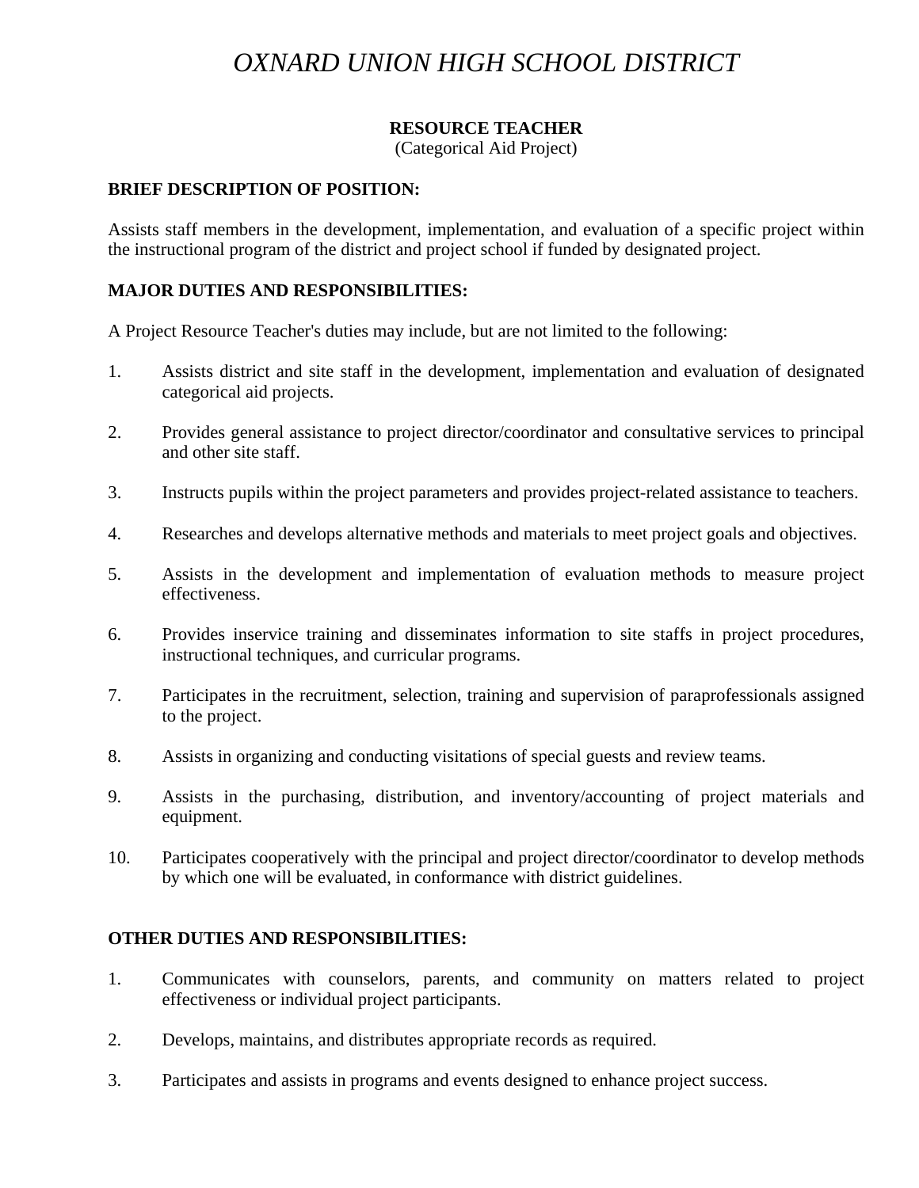# *OXNARD UNION HIGH SCHOOL DISTRICT*

## RESOURCE TEACHER
(Categorical Aid Project)

### BRIEF DESCRIPTION OF POSITION:

Assists staff members in the development, implementation, and evaluation of a specific project within the instructional program of the district and project school if funded by designated project.

### MAJOR DUTIES AND RESPONSIBILITIES:

A Project Resource Teacher's duties may include, but are not limited to the following:

1. Assists district and site staff in the development, implementation and evaluation of designated categorical aid projects.

2. Provides general assistance to project director/coordinator and consultative services to principal and other site staff.

3. Instructs pupils within the project parameters and provides project-related assistance to teachers.

4. Researches and develops alternative methods and materials to meet project goals and objectives.

5. Assists in the development and implementation of evaluation methods to measure project effectiveness.

6. Provides inservice training and disseminates information to site staffs in project procedures, instructional techniques, and curricular programs.

7. Participates in the recruitment, selection, training and supervision of paraprofessionals assigned to the project.

8. Assists in organizing and conducting visitations of special guests and review teams.

9. Assists in the purchasing, distribution, and inventory/accounting of project materials and equipment.

10. Participates cooperatively with the principal and project director/coordinator to develop methods by which one will be evaluated, in conformance with district guidelines.

### OTHER DUTIES AND RESPONSIBILITIES:

1. Communicates with counselors, parents, and community on matters related to project effectiveness or individual project participants.

2. Develops, maintains, and distributes appropriate records as required.

3. Participates and assists in programs and events designed to enhance project success.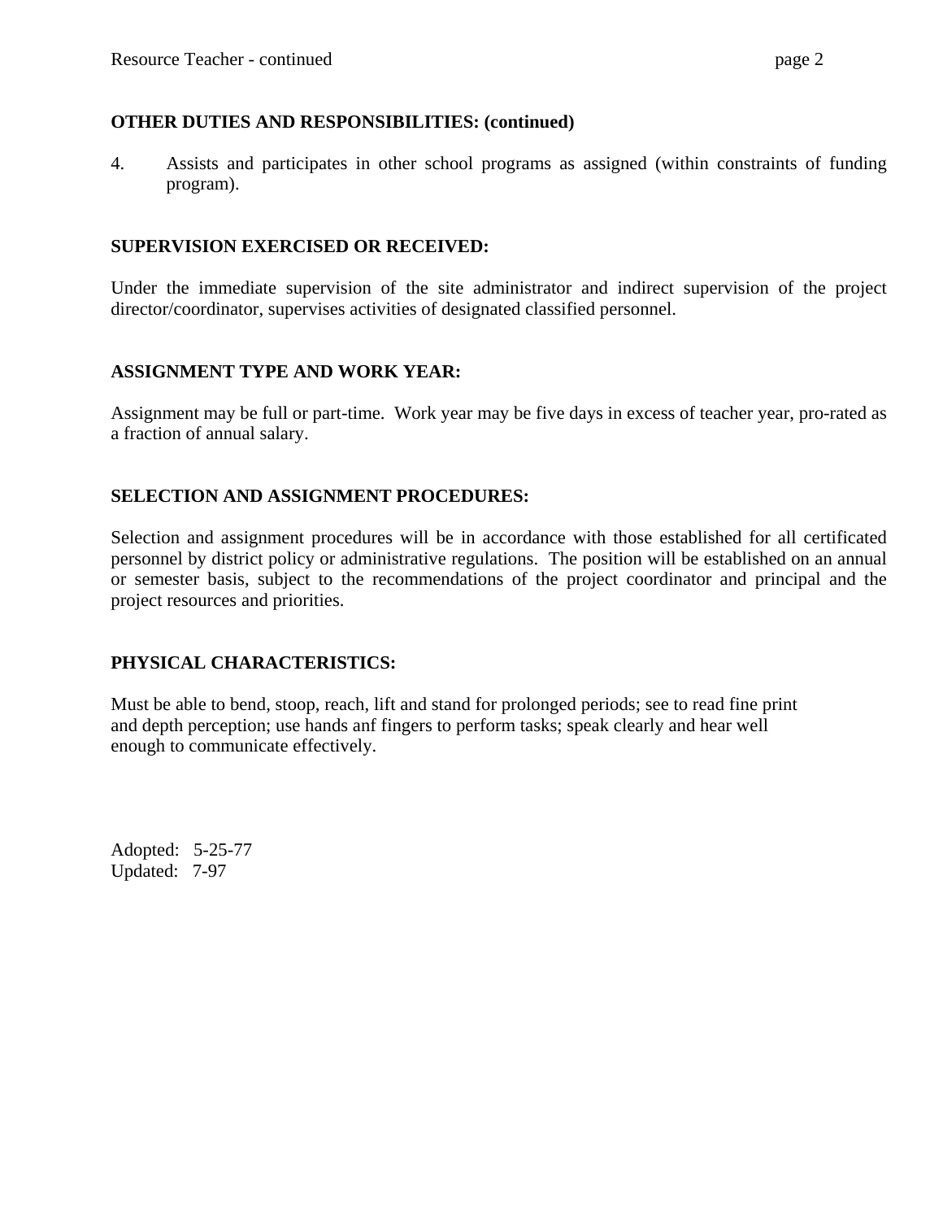**OTHER DUTIES AND RESPONSIBILITIES: (continued)**

4. Assists and participates in other school programs as assigned (within constraints of funding program).

**SUPERVISION EXERCISED OR RECEIVED:**

Under the immediate supervision of the site administrator and indirect supervision of the project director/coordinator, supervises activities of designated classified personnel.

**ASSIGNMENT TYPE AND WORK YEAR:**

Assignment may be full or part-time. Work year may be five days in excess of teacher year, pro-rated as a fraction of annual salary.

**SELECTION AND ASSIGNMENT PROCEDURES:**

Selection and assignment procedures will be in accordance with those established for all certificated personnel by district policy or administrative regulations. The position will be established on an annual or semester basis, subject to the recommendations of the project coordinator and principal and the project resources and priorities.

**PHYSICAL CHARACTERISTICS:**

Must be able to bend, stoop, reach, lift and stand for prolonged periods; see to read fine print and depth perception; use hands anf fingers to perform tasks; speak clearly and hear well enough to communicate effectively.

Adopted: 5-25-77
Updated: 7-97